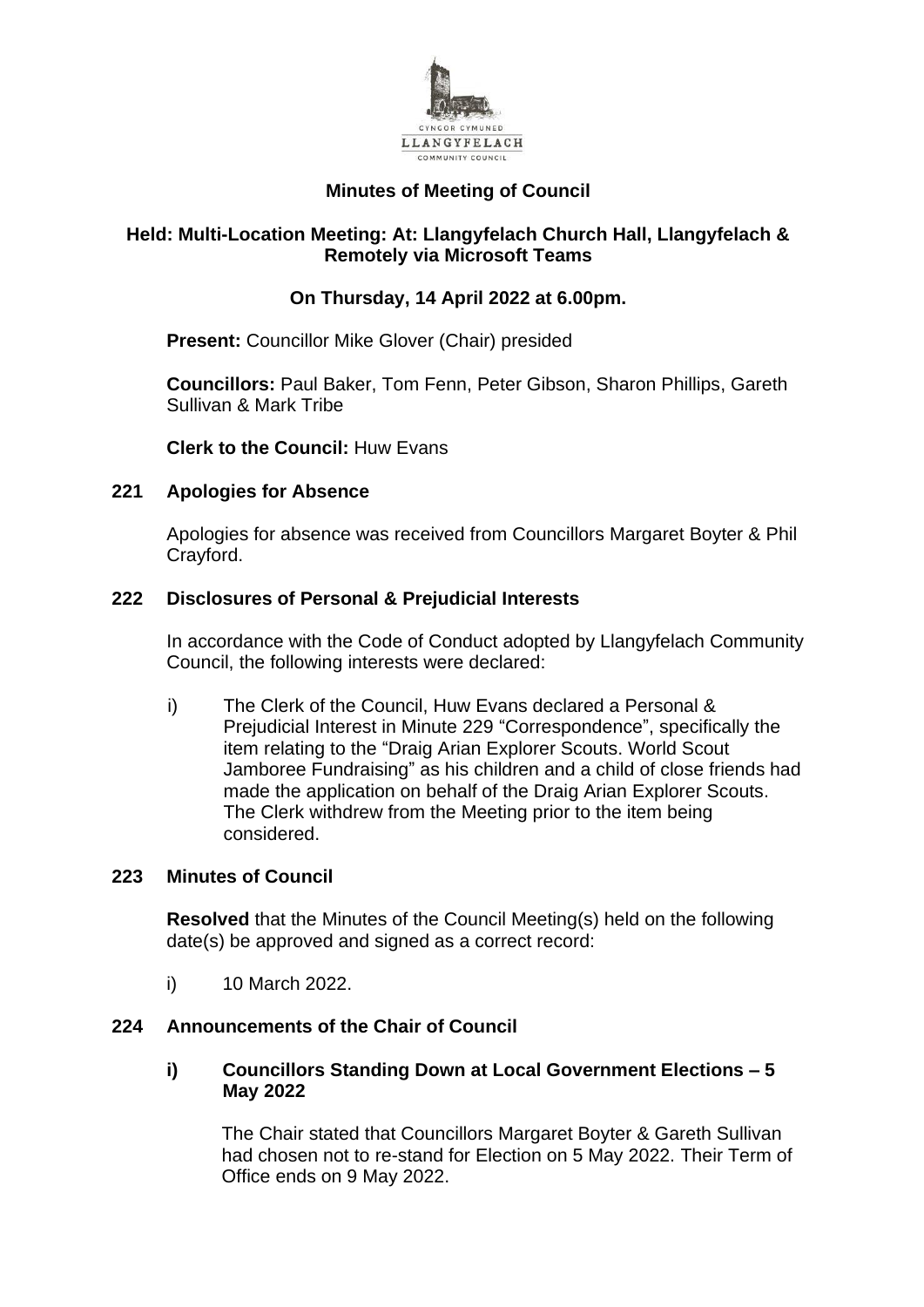CYNGOR CYMUNED
LLANGYFELACH
COMMUNITY COUNCIL

# Minutes of Meeting of Council

## Held: Multi-Location Meeting: At: Llangyfelach Church Hall, Llangyfelach & Remotely via Microsoft Teams

## On Thursday, 14 April 2022 at 6.00pm.

**Present:** Councillor Mike Glover (Chair) presided

**Councillors:** Paul Baker, Tom Fenn, Peter Gibson, Sharon Phillips, Gareth Sullivan & Mark Tribe

**Clerk to the Council:** Huw Evans

### 221 Apologies for Absence

Apologies for absence was received from Councillors Margaret Boyter & Phil Crayford.

### 222 Disclosures of Personal & Prejudicial Interests

In accordance with the Code of Conduct adopted by Llangyfelach Community Council, the following interests were declared:

i) The Clerk of the Council, Huw Evans declared a Personal & Prejudicial Interest in Minute 229 "Correspondence", specifically the item relating to the "Draig Arian Explorer Scouts. World Scout Jamboree Fundraising" as his children and a child of close friends had made the application on behalf of the Draig Arian Explorer Scouts. The Clerk withdrew from the Meeting prior to the item being considered.

### 223 Minutes of Council

**Resolved** that the Minutes of the Council Meeting(s) held on the following date(s) be approved and signed as a correct record:

i) 10 March 2022.

### 224 Announcements of the Chair of Council

**i) Councillors Standing Down at Local Government Elections – 5 May 2022**

The Chair stated that Councillors Margaret Boyter & Gareth Sullivan had chosen not to re-stand for Election on 5 May 2022. Their Term of Office ends on 9 May 2022.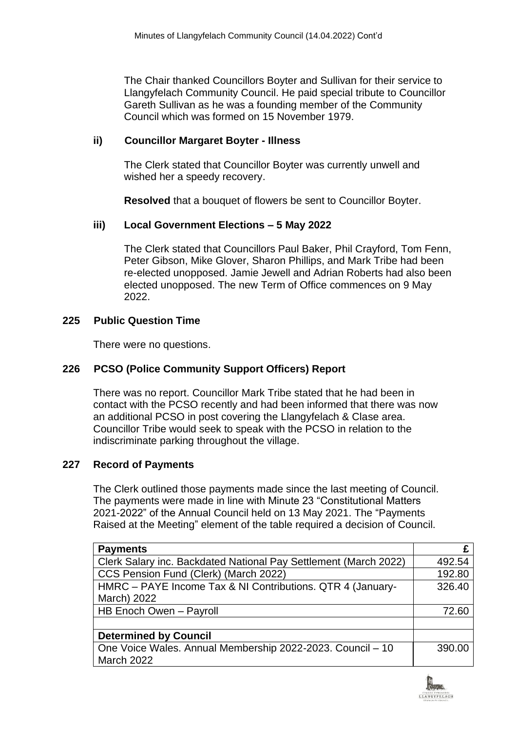The Chair thanked Councillors Boyter and Sullivan for their service to Llangyfelach Community Council. He paid special tribute to Councillor Gareth Sullivan as he was a founding member of the Community Council which was formed on 15 November 1979.

### ii) Councillor Margaret Boyter - Illness

The Clerk stated that Councillor Boyter was currently unwell and wished her a speedy recovery.

**Resolved** that a bouquet of flowers be sent to Councillor Boyter.

### iii) Local Government Elections – 5 May 2022

The Clerk stated that Councillors Paul Baker, Phil Crayford, Tom Fenn, Peter Gibson, Mike Glover, Sharon Phillips, and Mark Tribe had been re-elected unopposed. Jamie Jewell and Adrian Roberts had also been elected unopposed. The new Term of Office commences on 9 May 2022.

## 225 Public Question Time

There were no questions.

## 226 PCSO (Police Community Support Officers) Report

There was no report. Councillor Mark Tribe stated that he had been in contact with the PCSO recently and had been informed that there was now an additional PCSO in post covering the Llangyfelach & Clase area. Councillor Tribe would seek to speak with the PCSO in relation to the indiscriminate parking throughout the village.

## 227 Record of Payments

The Clerk outlined those payments made since the last meeting of Council. The payments were made in line with Minute 23 "Constitutional Matters 2021-2022" of the Annual Council held on 13 May 2021. The "Payments Raised at the Meeting" element of the table required a decision of Council.

| **Payments** | **£** |
|---|---|
| Clerk Salary inc. Backdated National Pay Settlement (March 2022) | 492.54 |
| CCS Pension Fund (Clerk) (March 2022) | 192.80 |
| HMRC – PAYE Income Tax & NI Contributions. QTR 4 (January-March) 2022 | 326.40 |
| HB Enoch Owen – Payroll | 72.60 |
| | |
| **Determined by Council** | |
| One Voice Wales. Annual Membership 2022-2023. Council – 10 March 2022 | 390.00 |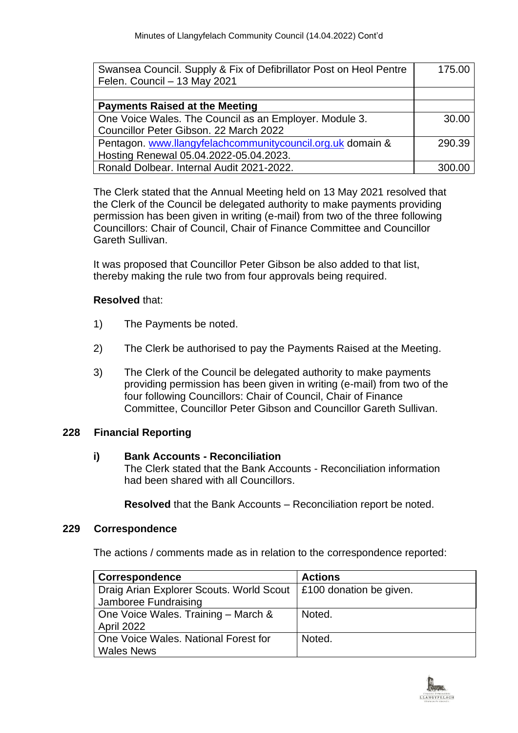| | |
|---|---|
| Swansea Council. Supply & Fix of Defibrillator Post on Heol Pentre Felen. Council – 13 May 2021 | 175.00 |
| | |
| **Payments Raised at the Meeting** | |
| One Voice Wales. The Council as an Employer. Module 3. Councillor Peter Gibson. 22 March 2022 | 30.00 |
| Pentagon. www.llangyfelachcommunitycouncil.org.uk domain & Hosting Renewal 05.04.2022-05.04.2023. | 290.39 |
| Ronald Dolbear. Internal Audit 2021-2022. | 300.00 |

The Clerk stated that the Annual Meeting held on 13 May 2021 resolved that the Clerk of the Council be delegated authority to make payments providing permission has been given in writing (e-mail) from two of the three following Councillors: Chair of Council, Chair of Finance Committee and Councillor Gareth Sullivan.

It was proposed that Councillor Peter Gibson be also added to that list, thereby making the rule two from four approvals being required.

**Resolved** that:

1) The Payments be noted.

2) The Clerk be authorised to pay the Payments Raised at the Meeting.

3) The Clerk of the Council be delegated authority to make payments providing permission has been given in writing (e-mail) from two of the four following Councillors: Chair of Council, Chair of Finance Committee, Councillor Peter Gibson and Councillor Gareth Sullivan.

## 228 Financial Reporting

### i) Bank Accounts - Reconciliation

The Clerk stated that the Bank Accounts - Reconciliation information had been shared with all Councillors.

**Resolved** that the Bank Accounts – Reconciliation report be noted.

## 229 Correspondence

The actions / comments made as in relation to the correspondence reported:

| Correspondence | Actions |
|---|---|
| Draig Arian Explorer Scouts. World Scout Jamboree Fundraising | £100 donation be given. |
| One Voice Wales. Training – March & April 2022 | Noted. |
| One Voice Wales. National Forest for Wales News | Noted. |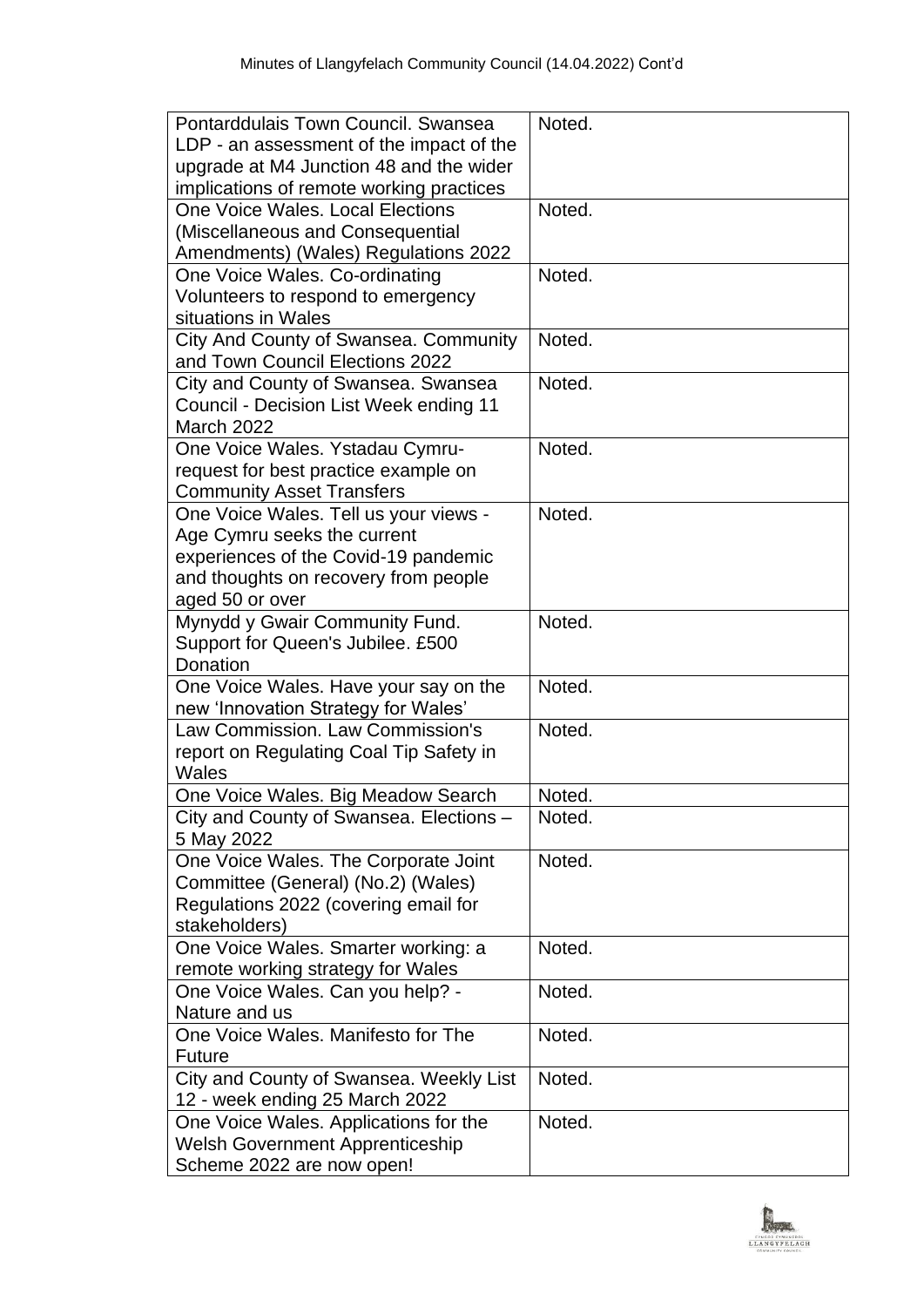| | |
|---|---|
| Pontarddulais Town Council. Swansea LDP - an assessment of the impact of the upgrade at M4 Junction 48 and the wider implications of remote working practices | Noted. |
| One Voice Wales. Local Elections (Miscellaneous and Consequential Amendments) (Wales) Regulations 2022 | Noted. |
| One Voice Wales. Co-ordinating Volunteers to respond to emergency situations in Wales | Noted. |
| City And County of Swansea. Community and Town Council Elections 2022 | Noted. |
| City and County of Swansea. Swansea Council - Decision List Week ending 11 March 2022 | Noted. |
| One Voice Wales. Ystadau Cymru- request for best practice example on Community Asset Transfers | Noted. |
| One Voice Wales. Tell us your views - Age Cymru seeks the current experiences of the Covid-19 pandemic and thoughts on recovery from people aged 50 or over | Noted. |
| Mynydd y Gwair Community Fund. Support for Queen's Jubilee. £500 Donation | Noted. |
| One Voice Wales. Have your say on the new 'Innovation Strategy for Wales' | Noted. |
| Law Commission. Law Commission's report on Regulating Coal Tip Safety in Wales | Noted. |
| One Voice Wales. Big Meadow Search | Noted. |
| City and County of Swansea. Elections – 5 May 2022 | Noted. |
| One Voice Wales. The Corporate Joint Committee (General) (No.2) (Wales) Regulations 2022 (covering email for stakeholders) | Noted. |
| One Voice Wales. Smarter working: a remote working strategy for Wales | Noted. |
| One Voice Wales. Can you help? - Nature and us | Noted. |
| One Voice Wales. Manifesto for The Future | Noted. |
| City and County of Swansea. Weekly List 12 - week ending 25 March 2022 | Noted. |
| One Voice Wales. Applications for the Welsh Government Apprenticeship Scheme 2022 are now open! | Noted. |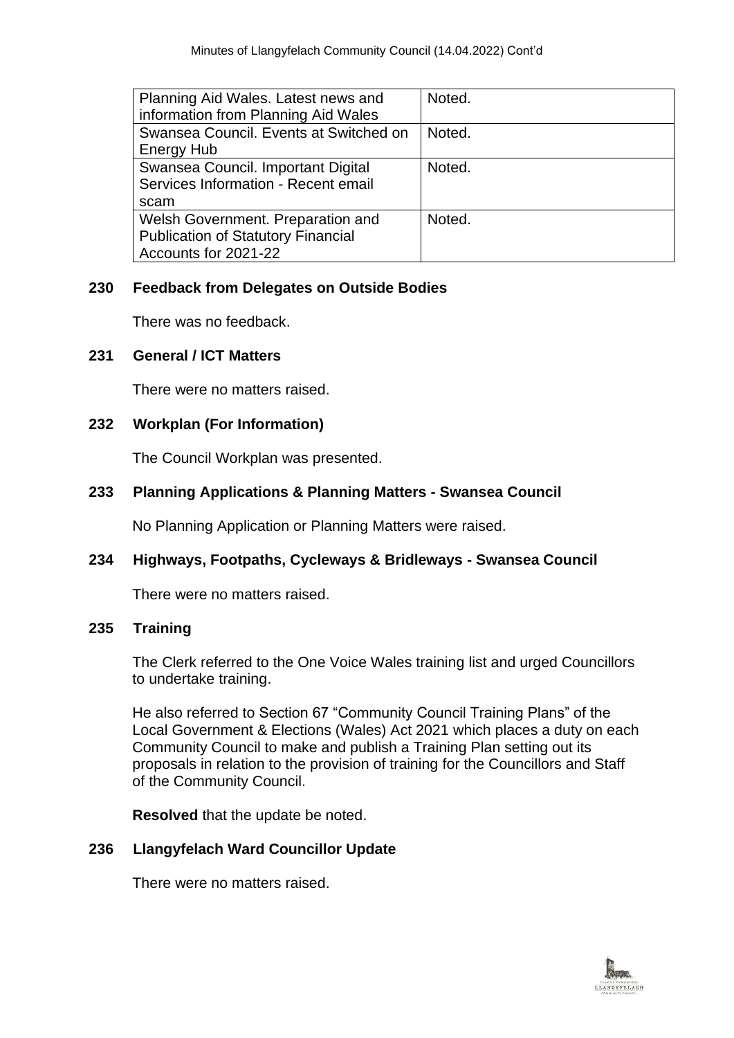| | |
|---|---|
| Planning Aid Wales. Latest news and information from Planning Aid Wales | Noted. |
| Swansea Council. Events at Switched on Energy Hub | Noted. |
| Swansea Council. Important Digital Services Information - Recent email scam | Noted. |
| Welsh Government. Preparation and Publication of Statutory Financial Accounts for 2021-22 | Noted. |

## 230 Feedback from Delegates on Outside Bodies

There was no feedback.

## 231 General / ICT Matters

There were no matters raised.

## 232 Workplan (For Information)

The Council Workplan was presented.

## 233 Planning Applications & Planning Matters - Swansea Council

No Planning Application or Planning Matters were raised.

## 234 Highways, Footpaths, Cycleways & Bridleways - Swansea Council

There were no matters raised.

## 235 Training

The Clerk referred to the One Voice Wales training list and urged Councillors to undertake training.

He also referred to Section 67 "Community Council Training Plans" of the Local Government & Elections (Wales) Act 2021 which places a duty on each Community Council to make and publish a Training Plan setting out its proposals in relation to the provision of training for the Councillors and Staff of the Community Council.

**Resolved** that the update be noted.

## 236 Llangyfelach Ward Councillor Update

There were no matters raised.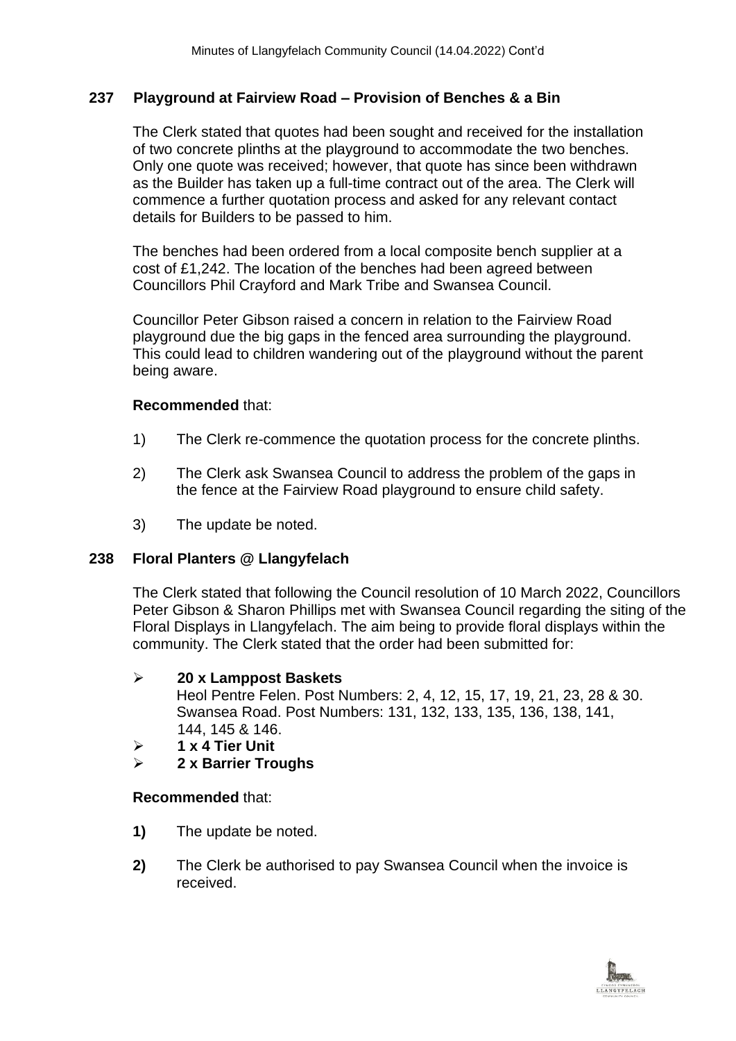## 237 Playground at Fairview Road – Provision of Benches & a Bin

The Clerk stated that quotes had been sought and received for the installation of two concrete plinths at the playground to accommodate the two benches. Only one quote was received; however, that quote has since been withdrawn as the Builder has taken up a full-time contract out of the area. The Clerk will commence a further quotation process and asked for any relevant contact details for Builders to be passed to him.

The benches had been ordered from a local composite bench supplier at a cost of £1,242. The location of the benches had been agreed between Councillors Phil Crayford and Mark Tribe and Swansea Council.

Councillor Peter Gibson raised a concern in relation to the Fairview Road playground due the big gaps in the fenced area surrounding the playground. This could lead to children wandering out of the playground without the parent being aware.

**Recommended** that:

1) The Clerk re-commence the quotation process for the concrete plinths.

2) The Clerk ask Swansea Council to address the problem of the gaps in the fence at the Fairview Road playground to ensure child safety.

3) The update be noted.

## 238 Floral Planters @ Llangyfelach

The Clerk stated that following the Council resolution of 10 March 2022, Councillors Peter Gibson & Sharon Phillips met with Swansea Council regarding the siting of the Floral Displays in Llangyfelach. The aim being to provide floral displays within the community. The Clerk stated that the order had been submitted for:

- **20 x Lamppost Baskets**
  Heol Pentre Felen. Post Numbers: 2, 4, 12, 15, 17, 19, 21, 23, 28 & 30.
  Swansea Road. Post Numbers: 131, 132, 133, 135, 136, 138, 141, 144, 145 & 146.
- **1 x 4 Tier Unit**
- **2 x Barrier Troughs**

**Recommended** that:

**1)** The update be noted.

**2)** The Clerk be authorised to pay Swansea Council when the invoice is received.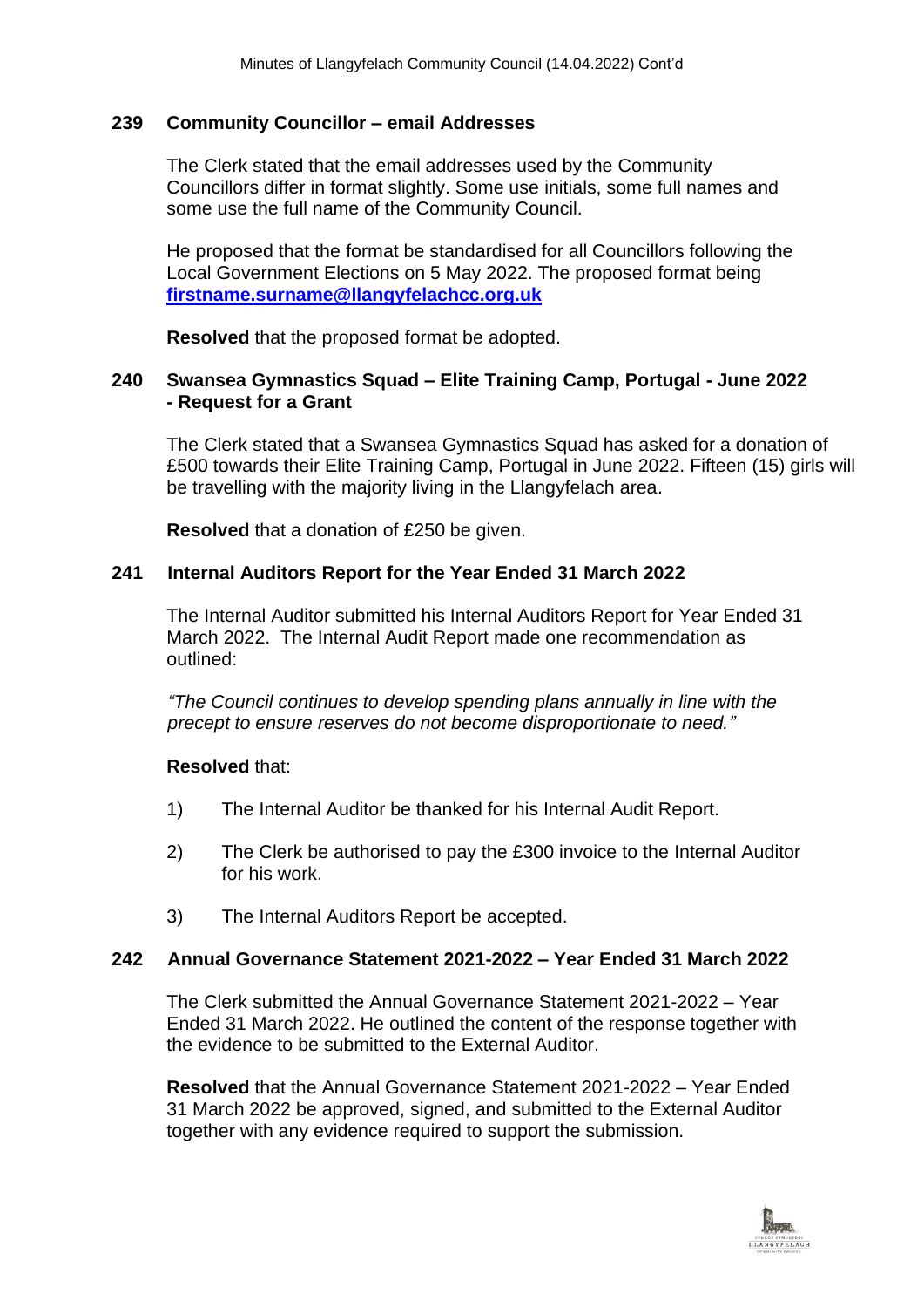### 239 Community Councillor – email Addresses

The Clerk stated that the email addresses used by the Community Councillors differ in format slightly. Some use initials, some full names and some use the full name of the Community Council.

He proposed that the format be standardised for all Councillors following the Local Government Elections on 5 May 2022. The proposed format being **firstname.surname@llangyfelachcc.org.uk**

**Resolved** that the proposed format be adopted.

### 240 Swansea Gymnastics Squad – Elite Training Camp, Portugal - June 2022 - Request for a Grant

The Clerk stated that a Swansea Gymnastics Squad has asked for a donation of £500 towards their Elite Training Camp, Portugal in June 2022. Fifteen (15) girls will be travelling with the majority living in the Llangyfelach area.

**Resolved** that a donation of £250 be given.

### 241 Internal Auditors Report for the Year Ended 31 March 2022

The Internal Auditor submitted his Internal Auditors Report for Year Ended 31 March 2022. The Internal Audit Report made one recommendation as outlined:

*"The Council continues to develop spending plans annually in line with the precept to ensure reserves do not become disproportionate to need."*

**Resolved** that:

1) The Internal Auditor be thanked for his Internal Audit Report.

2) The Clerk be authorised to pay the £300 invoice to the Internal Auditor for his work.

3) The Internal Auditors Report be accepted.

### 242 Annual Governance Statement 2021-2022 – Year Ended 31 March 2022

The Clerk submitted the Annual Governance Statement 2021-2022 – Year Ended 31 March 2022. He outlined the content of the response together with the evidence to be submitted to the External Auditor.

**Resolved** that the Annual Governance Statement 2021-2022 – Year Ended 31 March 2022 be approved, signed, and submitted to the External Auditor together with any evidence required to support the submission.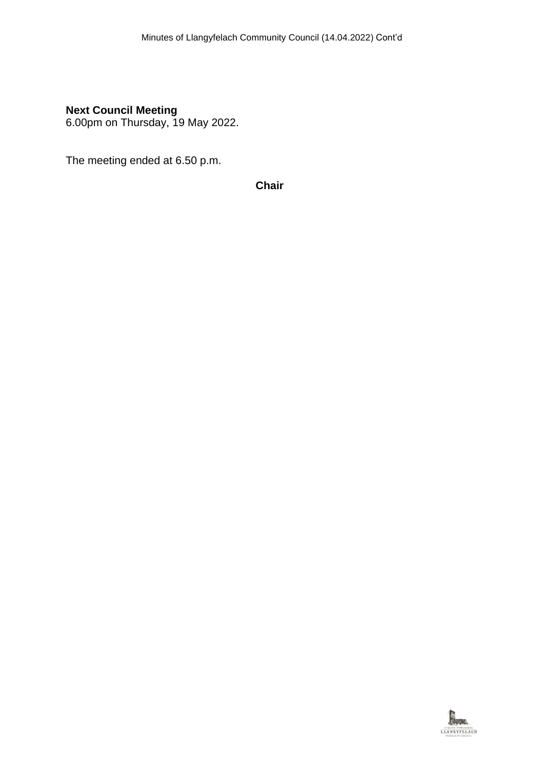**Next Council Meeting**
6.00pm on Thursday, 19 May 2022.

The meeting ended at 6.50 p.m.

**Chair**